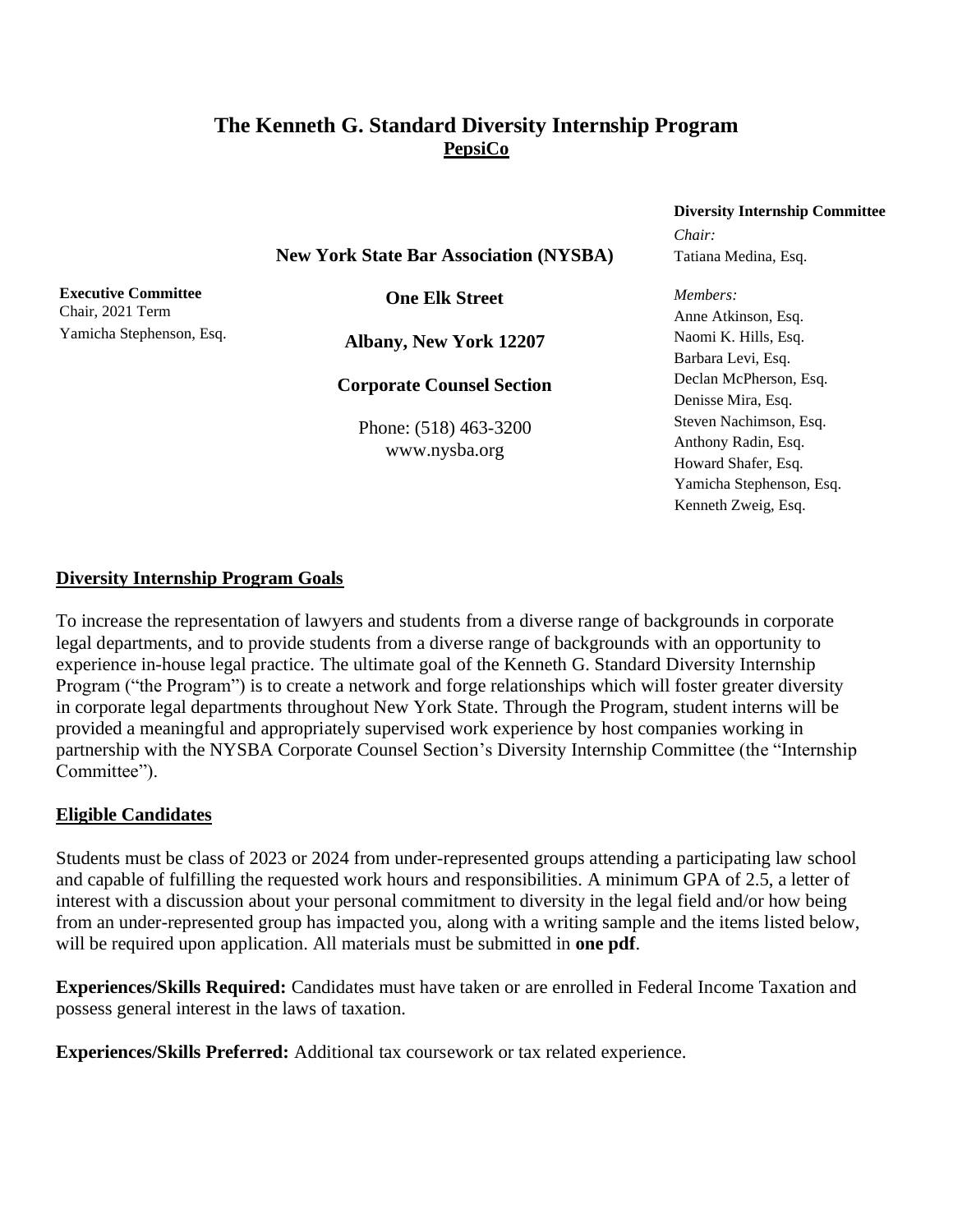# The Kenneth G. Standard Diversity Internship Program

## PepsiCo

**New York State Bar Association (NYSBA)**

**One Elk Street**

**Albany, New York 12207**

**Corporate Counsel Section**

Phone: (518) 463-3200
www.nysba.org

**Executive Committee**
Chair, 2021 Term
Yamicha Stephenson, Esq.

**Diversity Internship Committee**

*Chair:*
Tatiana Medina, Esq.

*Members:*
Anne Atkinson, Esq.
Naomi K. Hills, Esq.
Barbara Levi, Esq.
Declan McPherson, Esq.
Denisse Mira, Esq.
Steven Nachimson, Esq.
Anthony Radin, Esq.
Howard Shafer, Esq.
Yamicha Stephenson, Esq.
Kenneth Zweig, Esq.

## Diversity Internship Program Goals

To increase the representation of lawyers and students from a diverse range of backgrounds in corporate legal departments, and to provide students from a diverse range of backgrounds with an opportunity to experience in-house legal practice. The ultimate goal of the Kenneth G. Standard Diversity Internship Program ("the Program") is to create a network and forge relationships which will foster greater diversity in corporate legal departments throughout New York State. Through the Program, student interns will be provided a meaningful and appropriately supervised work experience by host companies working in partnership with the NYSBA Corporate Counsel Section's Diversity Internship Committee (the "Internship Committee").

## Eligible Candidates

Students must be class of 2023 or 2024 from under-represented groups attending a participating law school and capable of fulfilling the requested work hours and responsibilities. A minimum GPA of 2.5, a letter of interest with a discussion about your personal commitment to diversity in the legal field and/or how being from an under-represented group has impacted you, along with a writing sample and the items listed below, will be required upon application. All materials must be submitted in **one pdf**.

**Experiences/Skills Required:** Candidates must have taken or are enrolled in Federal Income Taxation and possess general interest in the laws of taxation.

**Experiences/Skills Preferred:** Additional tax coursework or tax related experience.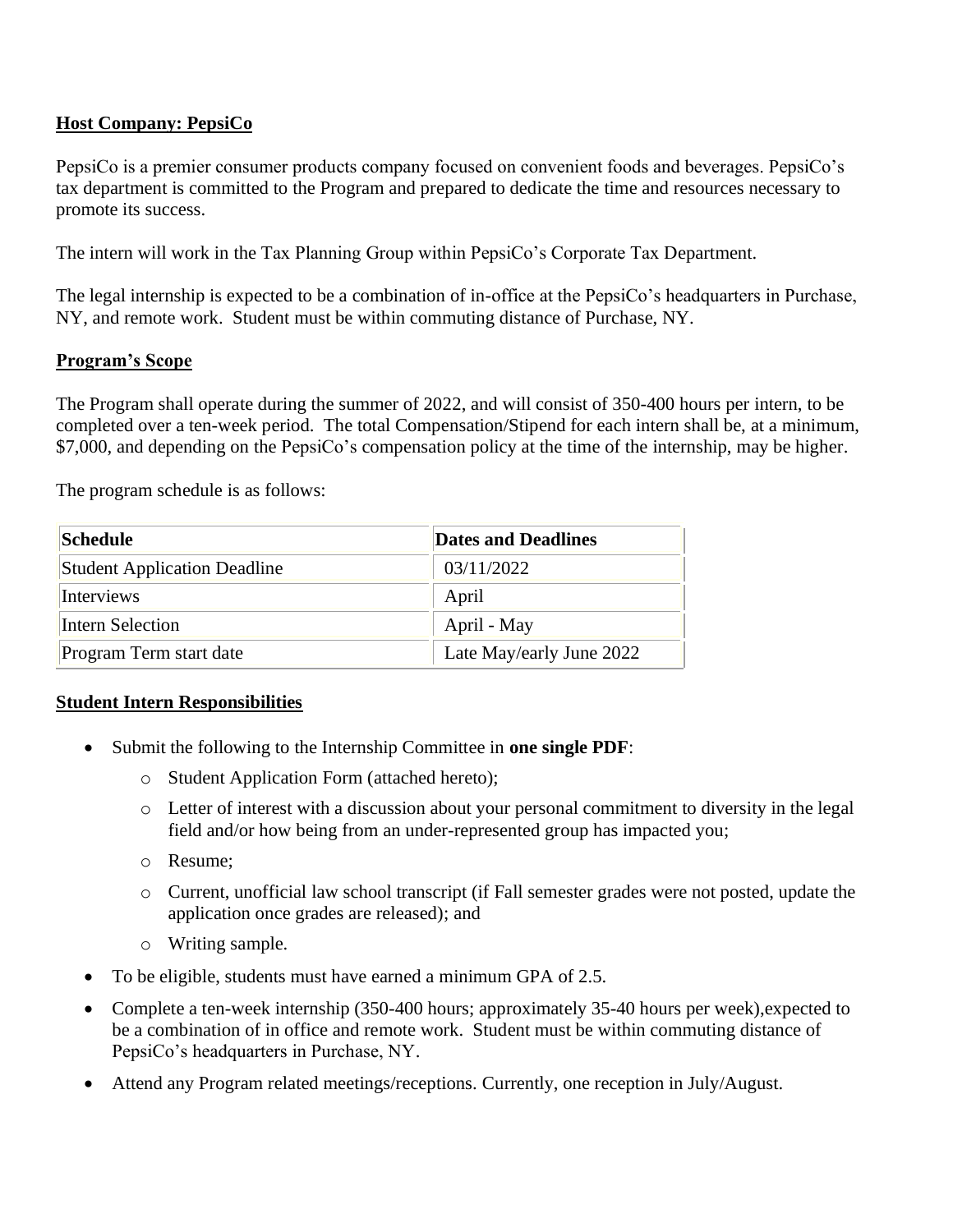**Host Company: PepsiCo**

PepsiCo is a premier consumer products company focused on convenient foods and beverages. PepsiCo's tax department is committed to the Program and prepared to dedicate the time and resources necessary to promote its success.

The intern will work in the Tax Planning Group within PepsiCo's Corporate Tax Department.

The legal internship is expected to be a combination of in-office at the PepsiCo's headquarters in Purchase, NY, and remote work. Student must be within commuting distance of Purchase, NY.

**Program's Scope**

The Program shall operate during the summer of 2022, and will consist of 350-400 hours per intern, to be completed over a ten-week period. The total Compensation/Stipend for each intern shall be, at a minimum, $7,000, and depending on the PepsiCo's compensation policy at the time of the internship, may be higher.

The program schedule is as follows:

| Schedule | Dates and Deadlines |
|---|---|
| Student Application Deadline | 03/11/2022 |
| Interviews | April |
| Intern Selection | April - May |
| Program Term start date | Late May/early June 2022 |

**Student Intern Responsibilities**

- Submit the following to the Internship Committee in **one single PDF**:
  - Student Application Form (attached hereto);
  - Letter of interest with a discussion about your personal commitment to diversity in the legal field and/or how being from an under-represented group has impacted you;
  - Resume;
  - Current, unofficial law school transcript (if Fall semester grades were not posted, update the application once grades are released); and
  - Writing sample.
- To be eligible, students must have earned a minimum GPA of 2.5.
- Complete a ten-week internship (350-400 hours; approximately 35-40 hours per week),expected to be a combination of in office and remote work. Student must be within commuting distance of PepsiCo's headquarters in Purchase, NY.
- Attend any Program related meetings/receptions. Currently, one reception in July/August.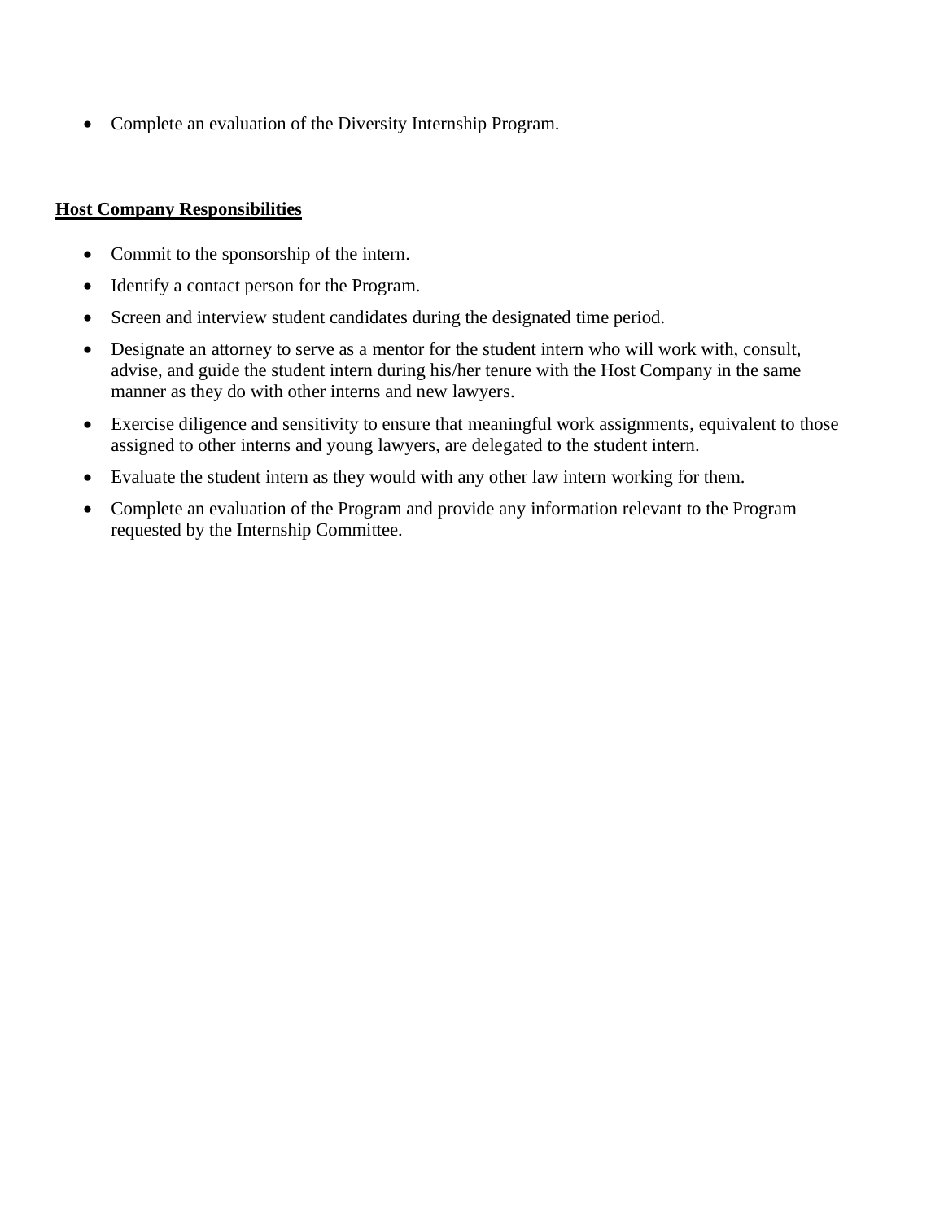- Complete an evaluation of the Diversity Internship Program.

**Host Company Responsibilities**

- Commit to the sponsorship of the intern.
- Identify a contact person for the Program.
- Screen and interview student candidates during the designated time period.
- Designate an attorney to serve as a mentor for the student intern who will work with, consult, advise, and guide the student intern during his/her tenure with the Host Company in the same manner as they do with other interns and new lawyers.
- Exercise diligence and sensitivity to ensure that meaningful work assignments, equivalent to those assigned to other interns and young lawyers, are delegated to the student intern.
- Evaluate the student intern as they would with any other law intern working for them.
- Complete an evaluation of the Program and provide any information relevant to the Program requested by the Internship Committee.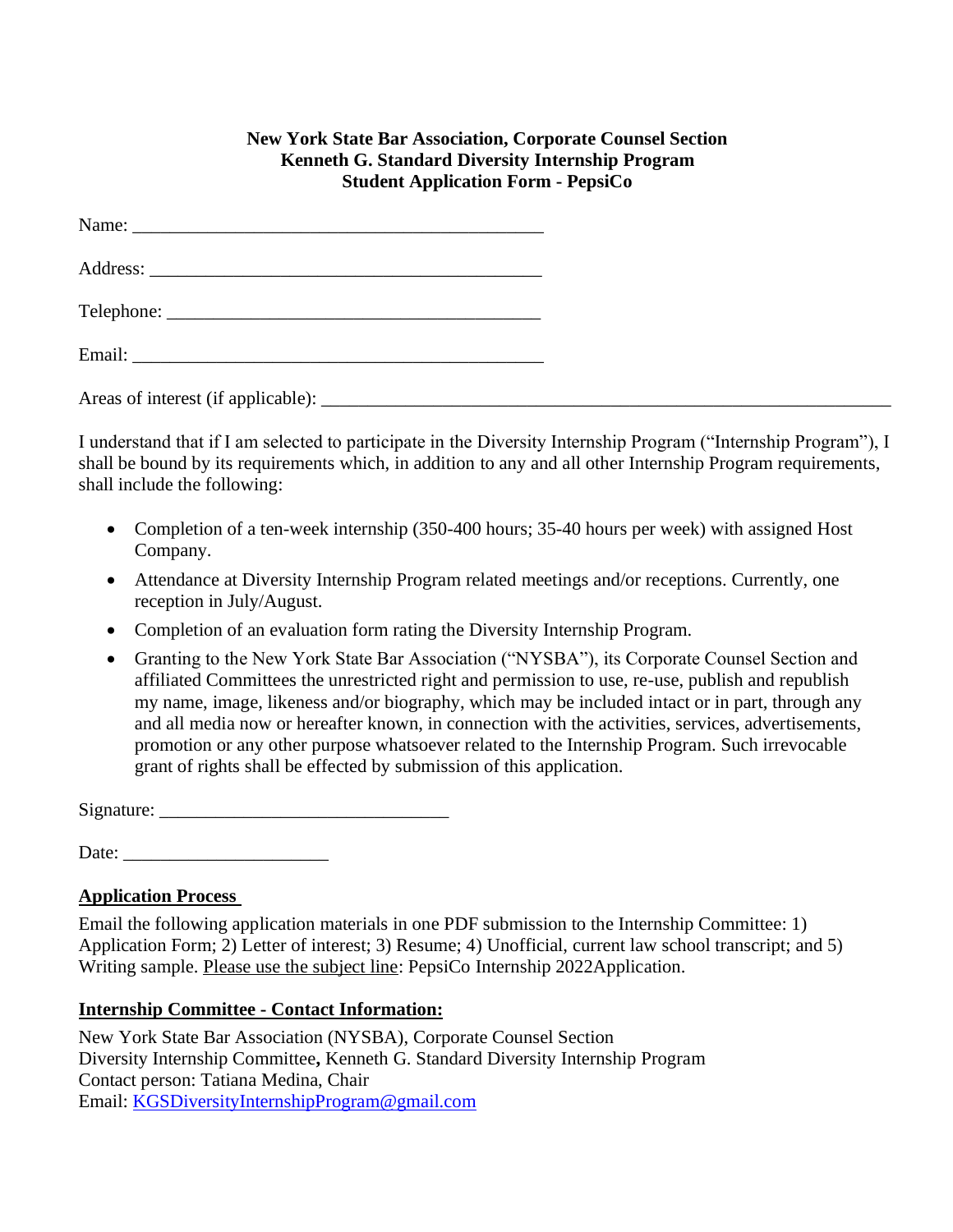**New York State Bar Association, Corporate Counsel Section**
**Kenneth G. Standard Diversity Internship Program**
**Student Application Form - PepsiCo**

Name: ____________________________________________

Address: __________________________________________

Telephone: ________________________________________

Email: ____________________________________________

Areas of interest (if applicable): ______________________________________________________________

I understand that if I am selected to participate in the Diversity Internship Program ("Internship Program"), I shall be bound by its requirements which, in addition to any and all other Internship Program requirements, shall include the following:

- Completion of a ten-week internship (350-400 hours; 35-40 hours per week) with assigned Host Company.
- Attendance at Diversity Internship Program related meetings and/or receptions. Currently, one reception in July/August.
- Completion of an evaluation form rating the Diversity Internship Program.
- Granting to the New York State Bar Association ("NYSBA"), its Corporate Counsel Section and affiliated Committees the unrestricted right and permission to use, re-use, publish and republish my name, image, likeness and/or biography, which may be included intact or in part, through any and all media now or hereafter known, in connection with the activities, services, advertisements, promotion or any other purpose whatsoever related to the Internship Program. Such irrevocable grant of rights shall be effected by submission of this application.

Signature: _______________________________

Date: _____________________

**Application Process**

Email the following application materials in one PDF submission to the Internship Committee: 1) Application Form; 2) Letter of interest; 3) Resume; 4) Unofficial, current law school transcript; and 5) Writing sample. Please use the subject line: PepsiCo Internship 2022Application.

**Internship Committee - Contact Information:**

New York State Bar Association (NYSBA), Corporate Counsel Section
Diversity Internship Committee**,** Kenneth G. Standard Diversity Internship Program
Contact person: Tatiana Medina, Chair
Email: KGSDiversityInternshipProgram@gmail.com